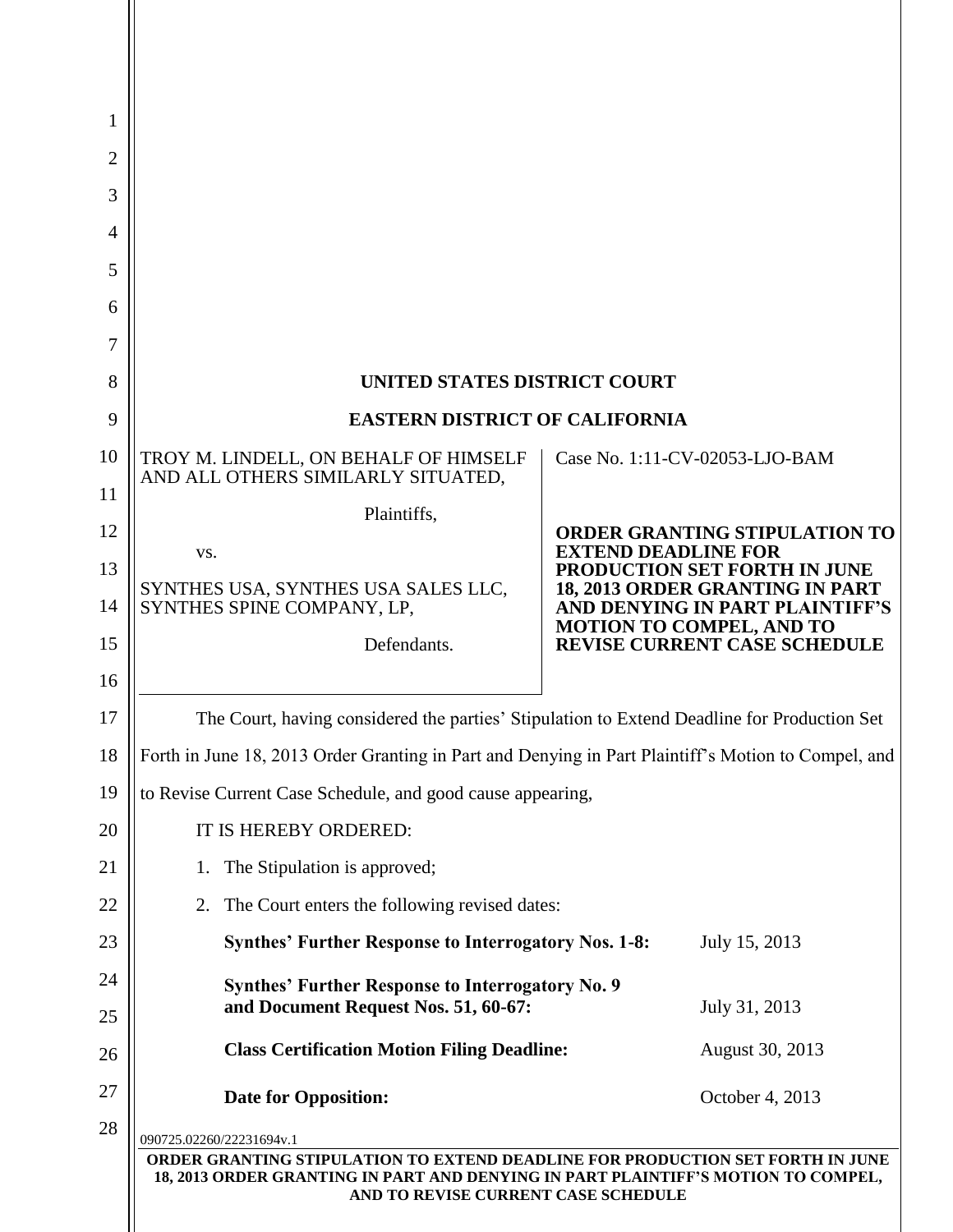UNITED STATES DISTRICT COURT

EASTERN DISTRICT OF CALIFORNIA

TROY M. LINDELL, ON BEHALF OF HIMSELF AND ALL OTHERS SIMILARLY SITUATED,

Plaintiffs,

vs.

SYNTHES USA, SYNTHES USA SALES LLC, SYNTHES SPINE COMPANY, LP,

Defendants.

Case No. 1:11-CV-02053-LJO-BAM

**ORDER GRANTING STIPULATION TO EXTEND DEADLINE FOR PRODUCTION SET FORTH IN JUNE 18, 2013 ORDER GRANTING IN PART AND DENYING IN PART PLAINTIFF'S MOTION TO COMPEL, AND TO REVISE CURRENT CASE SCHEDULE**

The Court, having considered the parties' Stipulation to Extend Deadline for Production Set Forth in June 18, 2013 Order Granting in Part and Denying in Part Plaintiff's Motion to Compel, and to Revise Current Case Schedule, and good cause appearing,

IT IS HEREBY ORDERED:

1. The Stipulation is approved;
2. The Court enters the following revised dates:

| | |
|---|---|
| **Synthes' Further Response to Interrogatory Nos. 1-8:** | July 15, 2013 |
| **Synthes' Further Response to Interrogatory No. 9 and Document Request Nos. 51, 60-67:** | July 31, 2013 |
| **Class Certification Motion Filing Deadline:** | August 30, 2013 |
| **Date for Opposition:** | October 4, 2013 |

090725.02260/22231694v.1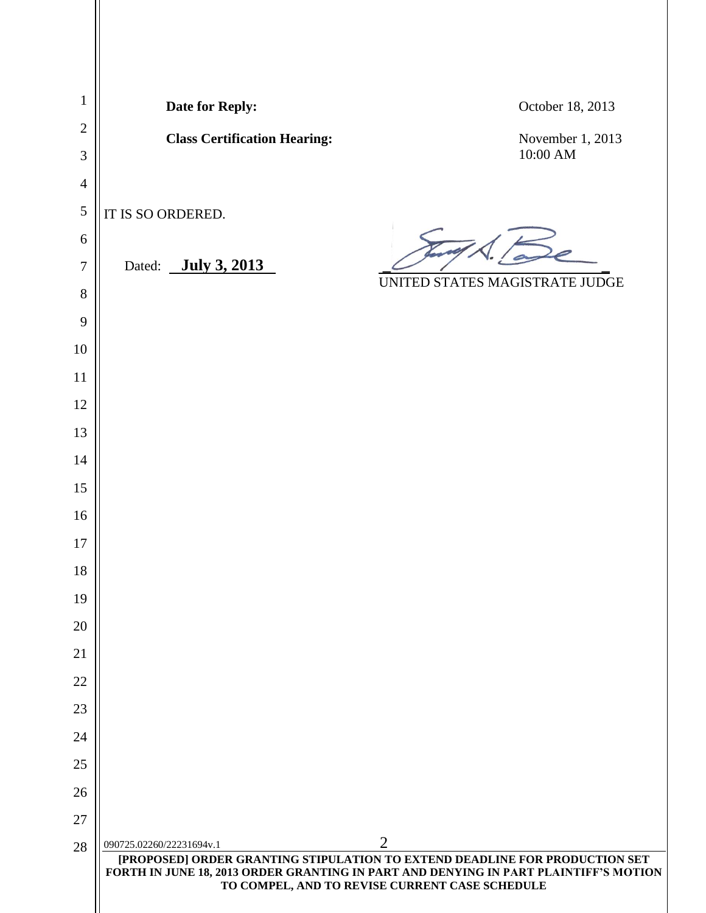| | |
|---|---|
| **Date for Reply:** | October 18, 2013 |
| **Class Certification Hearing:** | November 1, 2013 10:00 AM |

IT IS SO ORDERED.

Dated: **July 3, 2013**

UNITED STATES MAGISTRATE JUDGE

090725.02260/22231694v.1

**[PROPOSED] ORDER GRANTING STIPULATION TO EXTEND DEADLINE FOR PRODUCTION SET FORTH IN JUNE 18, 2013 ORDER GRANTING IN PART AND DENYING IN PART PLAINTIFF'S MOTION TO COMPEL, AND TO REVISE CURRENT CASE SCHEDULE**